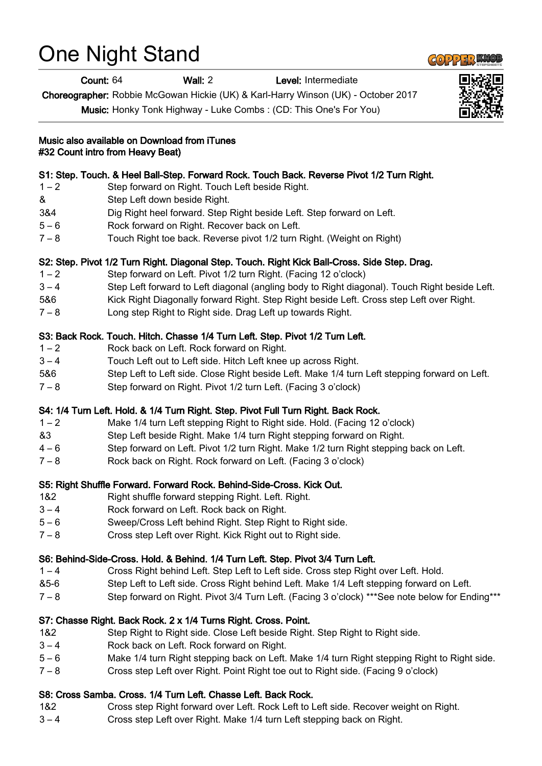# One Night Stand

**Count:** 64 **Wall:** 2 **Level:** Intermediate

**Choreographer:** Robbie McGowan Hickie (UK) & Karl-Harry Winson (UK) - October 2017

**Music:** Honky Tonk Highway - Luke Combs : (CD: This One's For You)

**Music also available on Download from iTunes**
**#32 Count intro from Heavy Beat)**

**S1: Step. Touch. & Heel Ball-Step. Forward Rock. Touch Back. Reverse Pivot 1/2 Turn Right.**

| | |
|---|---|
| 1 – 2 | Step forward on Right. Touch Left beside Right. |
| & | Step Left down beside Right. |
| 3&4 | Dig Right heel forward. Step Right beside Left. Step forward on Left. |
| 5 – 6 | Rock forward on Right. Recover back on Left. |
| 7 – 8 | Touch Right toe back. Reverse pivot 1/2 turn Right. (Weight on Right) |

**S2: Step. Pivot 1/2 Turn Right. Diagonal Step. Touch. Right Kick Ball-Cross. Side Step. Drag.**

| | |
|---|---|
| 1 – 2 | Step forward on Left. Pivot 1/2 turn Right. (Facing 12 o'clock) |
| 3 – 4 | Step Left forward to Left diagonal (angling body to Right diagonal). Touch Right beside Left. |
| 5&6 | Kick Right Diagonally forward Right. Step Right beside Left. Cross step Left over Right. |
| 7 – 8 | Long step Right to Right side. Drag Left up towards Right. |

**S3: Back Rock. Touch. Hitch. Chasse 1/4 Turn Left. Step. Pivot 1/2 Turn Left.**

| | |
|---|---|
| 1 – 2 | Rock back on Left. Rock forward on Right. |
| 3 – 4 | Touch Left out to Left side. Hitch Left knee up across Right. |
| 5&6 | Step Left to Left side. Close Right beside Left. Make 1/4 turn Left stepping forward on Left. |
| 7 – 8 | Step forward on Right. Pivot 1/2 turn Left. (Facing 3 o'clock) |

**S4: 1/4 Turn Left. Hold. & 1/4 Turn Right. Step. Pivot Full Turn Right. Back Rock.**

| | |
|---|---|
| 1 – 2 | Make 1/4 turn Left stepping Right to Right side. Hold. (Facing 12 o'clock) |
| &3 | Step Left beside Right. Make 1/4 turn Right stepping forward on Right. |
| 4 – 6 | Step forward on Left. Pivot 1/2 turn Right. Make 1/2 turn Right stepping back on Left. |
| 7 – 8 | Rock back on Right. Rock forward on Left. (Facing 3 o'clock) |

**S5: Right Shuffle Forward. Forward Rock. Behind-Side-Cross. Kick Out.**

| | |
|---|---|
| 1&2 | Right shuffle forward stepping Right. Left. Right. |
| 3 – 4 | Rock forward on Left. Rock back on Right. |
| 5 – 6 | Sweep/Cross Left behind Right. Step Right to Right side. |
| 7 – 8 | Cross step Left over Right. Kick Right out to Right side. |

**S6: Behind-Side-Cross. Hold. & Behind. 1/4 Turn Left. Step. Pivot 3/4 Turn Left.**

| | |
|---|---|
| 1 – 4 | Cross Right behind Left. Step Left to Left side. Cross step Right over Left. Hold. |
| &5-6 | Step Left to Left side. Cross Right behind Left. Make 1/4 Left stepping forward on Left. |
| 7 – 8 | Step forward on Right. Pivot 3/4 Turn Left. (Facing 3 o'clock) ***See note below for Ending*** |

**S7: Chasse Right. Back Rock. 2 x 1/4 Turns Right. Cross. Point.**

| | |
|---|---|
| 1&2 | Step Right to Right side. Close Left beside Right. Step Right to Right side. |
| 3 – 4 | Rock back on Left. Rock forward on Right. |
| 5 – 6 | Make 1/4 turn Right stepping back on Left. Make 1/4 turn Right stepping Right to Right side. |
| 7 – 8 | Cross step Left over Right. Point Right toe out to Right side. (Facing 9 o'clock) |

**S8: Cross Samba. Cross. 1/4 Turn Left. Chasse Left. Back Rock.**

| | |
|---|---|
| 1&2 | Cross step Right forward over Left. Rock Left to Left side. Recover weight on Right. |
| 3 – 4 | Cross step Left over Right. Make 1/4 turn Left stepping back on Right. |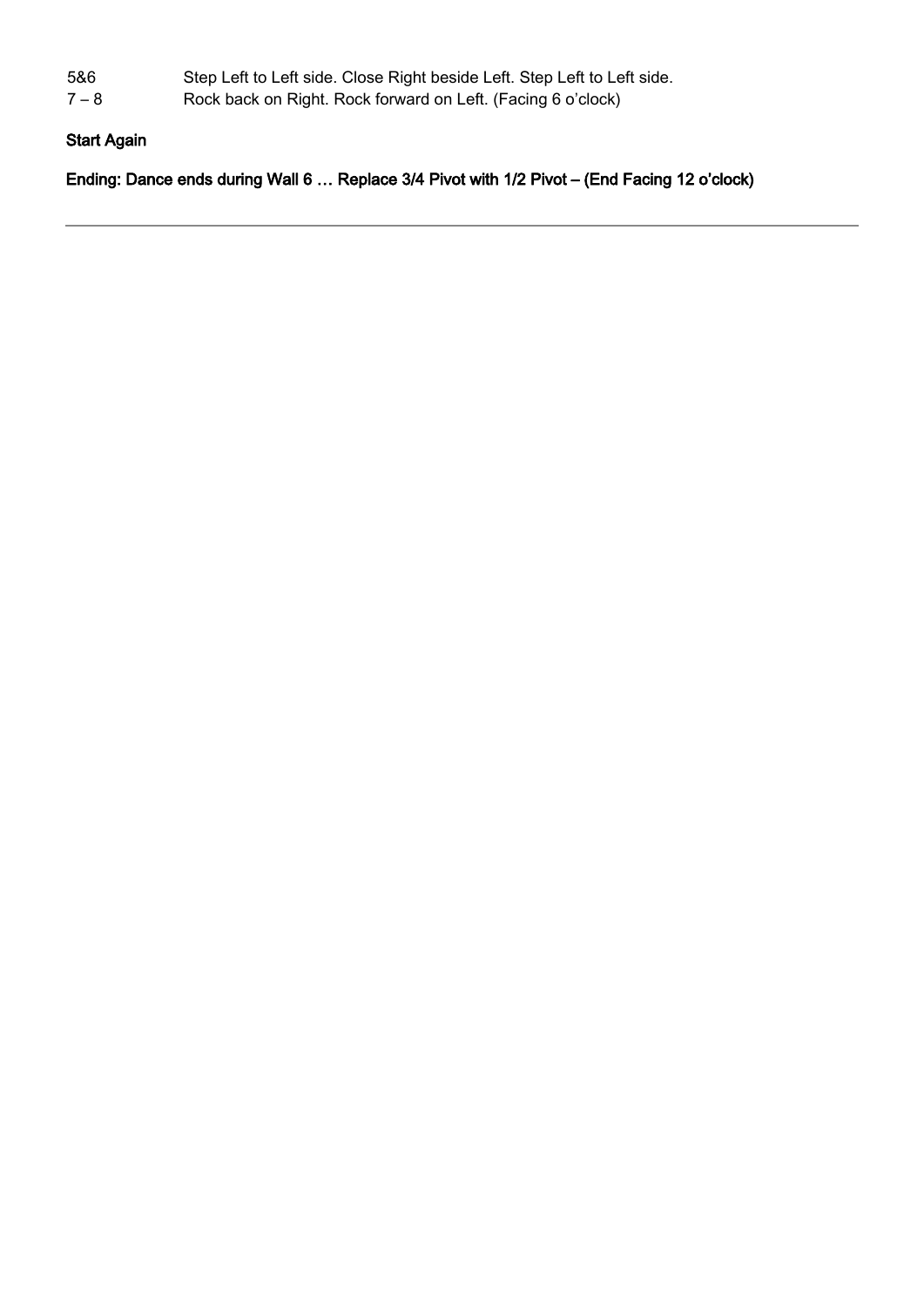| | |
|---|---|
| 5&6 | Step Left to Left side. Close Right beside Left. Step Left to Left side. |
| 7 – 8 | Rock back on Right. Rock forward on Left. (Facing 6 o'clock) |

**Start Again**

**Ending: Dance ends during Wall 6 … Replace 3/4 Pivot with 1/2 Pivot – (End Facing 12 o'clock)**

---